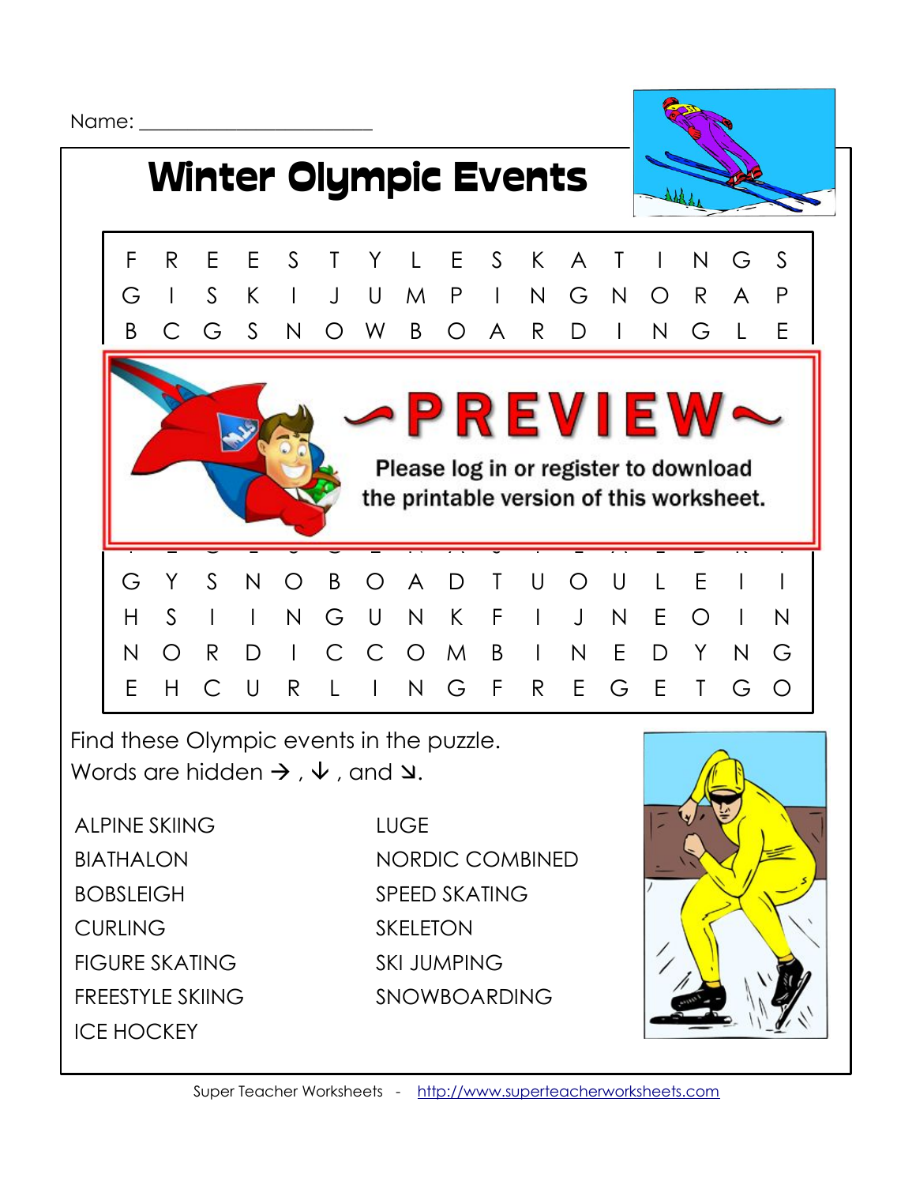Name: ________________________

# Winter Olympic Events

| | | | | | | | | | | | | | | | | |
|---|---|---|---|---|---|---|---|---|---|---|---|---|---|---|---|---|
| F | R | E | E | S | T | Y | L | E | S | K | A | T | I | N | G | S |
| G | I | S | K | I | J | U | M | P | I | N | G | N | O | R | A | P |
| B | C | G | S | N | O | W | B | O | A | R | D | I | N | G | L | E |

~PREVIEW~

Please log in or register to download the printable version of this worksheet.

| | | | | | | | | | | | | | | | | |
|---|---|---|---|---|---|---|---|---|---|---|---|---|---|---|---|---|
| G | Y | S | N | O | B | O | A | D | T | U | O | U | L | E | I | I |
| H | S | I | I | N | G | U | N | K | F | I | J | N | E | O | I | N |
| N | O | R | D | I | C | C | O | M | B | I | N | E | D | Y | N | G |
| E | H | C | U | R | L | I | N | G | F | R | E | G | E | T | G | O |

Find these Olympic events in the puzzle.
Words are hidden →, ↓, and ↘.

- ALPINE SKIING
- BIATHALON
- BOBSLEIGH
- CURLING
- FIGURE SKATING
- FREESTYLE SKIING
- ICE HOCKEY
- LUGE
- NORDIC COMBINED
- SPEED SKATING
- SKELETON
- SKI JUMPING
- SNOWBOARDING

Super Teacher Worksheets - http://www.superteacherworksheets.com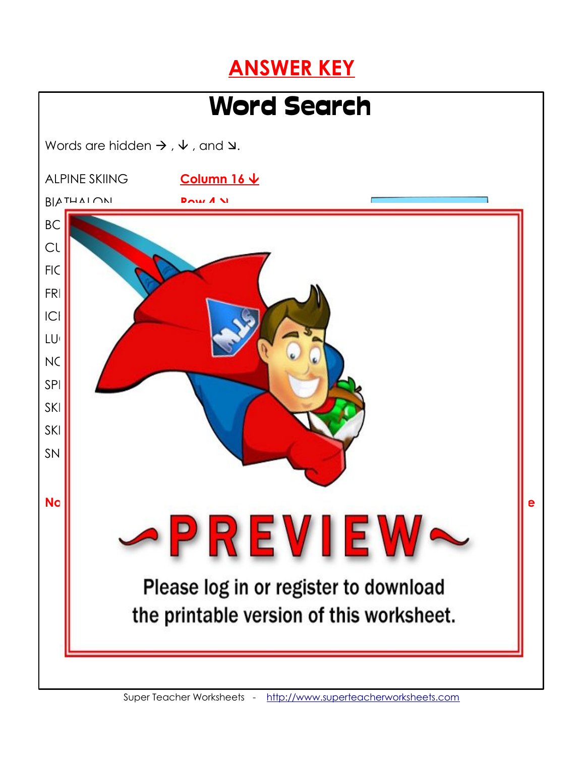# ANSWER KEY

## Word Search

Words are hidden → , ↓ , and ↘.

ALPINE SKIING **Column 16 ↓**

BIATHALON **Row 4 ↘**